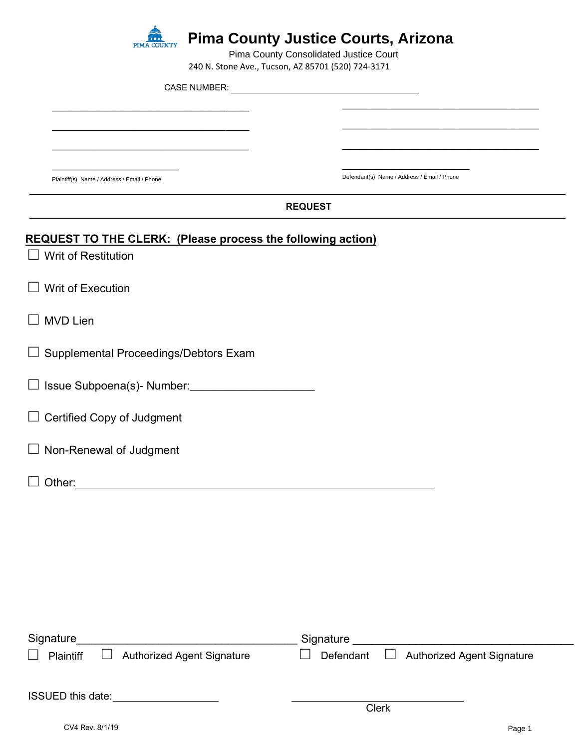# Pima County Justice Courts, Arizona

Pima County Consolidated Justice Court

240 N. Stone Ave., Tucson, AZ 85701 (520) 724-3171

CASE NUMBER: ___________________________________

| | |
|---|---|
| ___________________________________ | ___________________________________ |
| ___________________________________ | ___________________________________ |
| ___________________________________ | ___________________________________ |
| _______________________ | _______________________ |
| Plaintiff(s) Name / Address / Email / Phone | Defendant(s) Name / Address / Email / Phone |

**REQUEST**

**REQUEST TO THE CLERK: (Please process the following action)**

☐ Writ of Restitution

☐ Writ of Execution

☐ MVD Lien

☐ Supplemental Proceedings/Debtors Exam

☐ Issue Subpoena(s)- Number:____________________

☐ Certified Copy of Judgment

☐ Non-Renewal of Judgment

☐ Other:_______________________________________________________

Signature___________________________________ Signature ___________________________________

☐ Plaintiff ☐ Authorized Agent Signature ☐ Defendant ☐ Authorized Agent Signature

ISSUED this date:__________________ ____________________________

Clerk

CV4 Rev. 8/1/19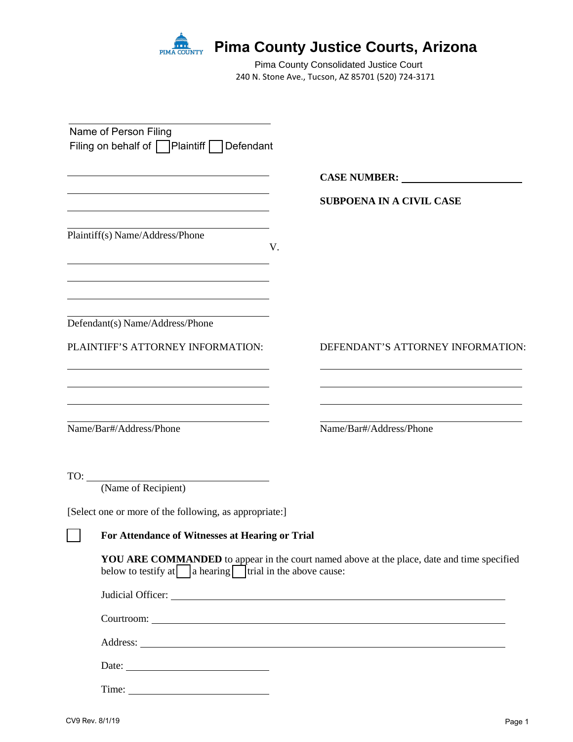# Pima County Justice Courts, Arizona

Pima County Consolidated Justice Court
240 N. Stone Ave., Tucson, AZ 85701 (520) 724-3171

______________________________
Name of Person Filing
Filing on behalf of ☐ Plaintiff ☐ Defendant

______________________________
______________________________
______________________________
______________________________
Plaintiff(s) Name/Address/Phone

V.

______________________________
______________________________
______________________________
______________________________
Defendant(s) Name/Address/Phone

**CASE NUMBER:** ______________________

**SUBPOENA IN A CIVIL CASE**

PLAINTIFF'S ATTORNEY INFORMATION:

______________________________
______________________________
______________________________
______________________________
Name/Bar#/Address/Phone

DEFENDANT'S ATTORNEY INFORMATION:

______________________________
______________________________
______________________________
______________________________
Name/Bar#/Address/Phone

TO: ______________________________
(Name of Recipient)

[Select one or more of the following, as appropriate:]

☐ **For Attendance of Witnesses at Hearing or Trial**

**YOU ARE COMMANDED** to appear in the court named above at the place, date and time specified below to testify at ☐ a hearing ☐ trial in the above cause:

Judicial Officer: ______________________________

Courtroom: ______________________________

Address: ______________________________

Date: ______________________________

Time: ______________________________

CV9 Rev. 8/1/19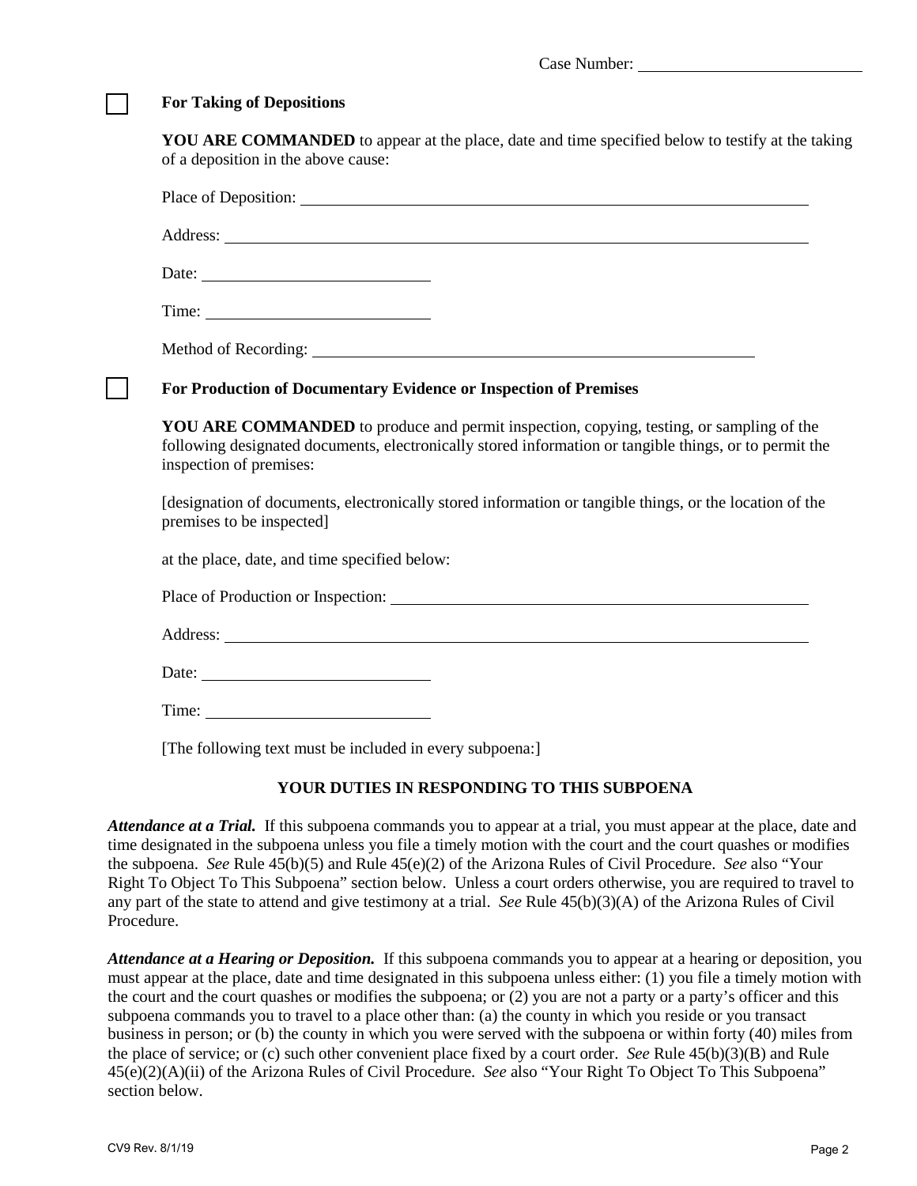Case Number: ____________________

☐ **For Taking of Depositions**

**YOU ARE COMMANDED** to appear at the place, date and time specified below to testify at the taking of a deposition in the above cause:

Place of Deposition: ____________________

Address: ____________________

Date: ____________________

Time: ____________________

Method of Recording: ____________________

☐ **For Production of Documentary Evidence or Inspection of Premises**

**YOU ARE COMMANDED** to produce and permit inspection, copying, testing, or sampling of the following designated documents, electronically stored information or tangible things, or to permit the inspection of premises:

[designation of documents, electronically stored information or tangible things, or the location of the premises to be inspected]

at the place, date, and time specified below:

Place of Production or Inspection: ____________________

Address: ____________________

Date: ____________________

Time: ____________________

[The following text must be included in every subpoena:]

## YOUR DUTIES IN RESPONDING TO THIS SUBPOENA

***Attendance at a Trial.*** If this subpoena commands you to appear at a trial, you must appear at the place, date and time designated in the subpoena unless you file a timely motion with the court and the court quashes or modifies the subpoena. *See* Rule 45(b)(5) and Rule 45(e)(2) of the Arizona Rules of Civil Procedure. *See* also "Your Right To Object To This Subpoena" section below. Unless a court orders otherwise, you are required to travel to any part of the state to attend and give testimony at a trial. *See* Rule 45(b)(3)(A) of the Arizona Rules of Civil Procedure.

***Attendance at a Hearing or Deposition.*** If this subpoena commands you to appear at a hearing or deposition, you must appear at the place, date and time designated in this subpoena unless either: (1) you file a timely motion with the court and the court quashes or modifies the subpoena; or (2) you are not a party or a party's officer and this subpoena commands you to travel to a place other than: (a) the county in which you reside or you transact business in person; or (b) the county in which you were served with the subpoena or within forty (40) miles from the place of service; or (c) such other convenient place fixed by a court order. *See* Rule 45(b)(3)(B) and Rule 45(e)(2)(A)(ii) of the Arizona Rules of Civil Procedure. *See* also "Your Right To Object To This Subpoena" section below.

CV9 Rev. 8/1/19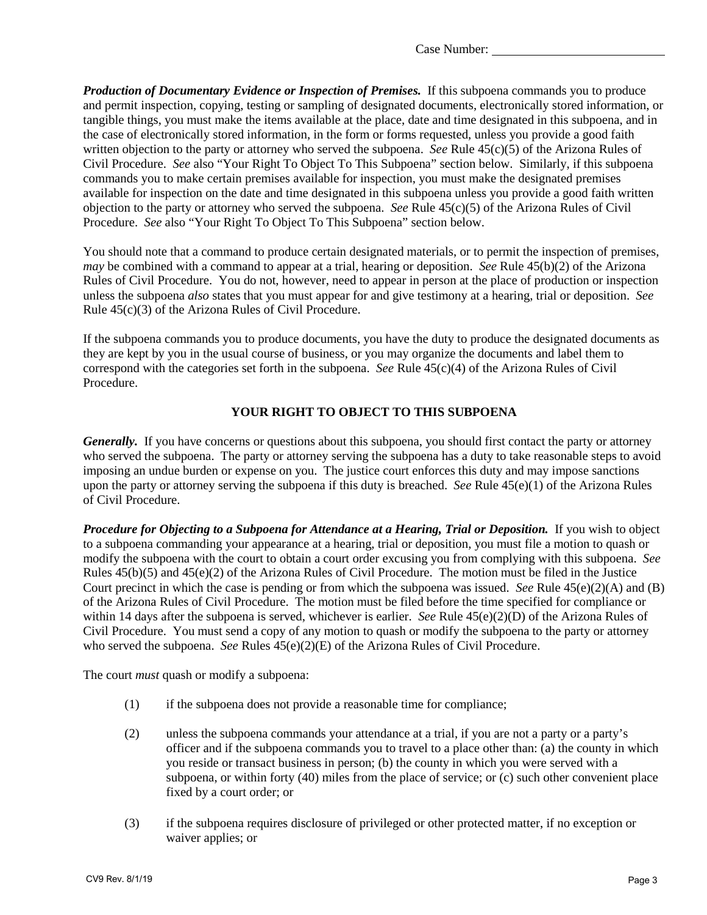Case Number: ____________________

***Production of Documentary Evidence or Inspection of Premises.*** If this subpoena commands you to produce and permit inspection, copying, testing or sampling of designated documents, electronically stored information, or tangible things, you must make the items available at the place, date and time designated in this subpoena, and in the case of electronically stored information, in the form or forms requested, unless you provide a good faith written objection to the party or attorney who served the subpoena. *See* Rule 45(c)(5) of the Arizona Rules of Civil Procedure. *See* also "Your Right To Object To This Subpoena" section below. Similarly, if this subpoena commands you to make certain premises available for inspection, you must make the designated premises available for inspection on the date and time designated in this subpoena unless you provide a good faith written objection to the party or attorney who served the subpoena. *See* Rule 45(c)(5) of the Arizona Rules of Civil Procedure. *See* also "Your Right To Object To This Subpoena" section below.

You should note that a command to produce certain designated materials, or to permit the inspection of premises, *may* be combined with a command to appear at a trial, hearing or deposition. *See* Rule 45(b)(2) of the Arizona Rules of Civil Procedure. You do not, however, need to appear in person at the place of production or inspection unless the subpoena *also* states that you must appear for and give testimony at a hearing, trial or deposition. *See* Rule 45(c)(3) of the Arizona Rules of Civil Procedure.

If the subpoena commands you to produce documents, you have the duty to produce the designated documents as they are kept by you in the usual course of business, or you may organize the documents and label them to correspond with the categories set forth in the subpoena. *See* Rule 45(c)(4) of the Arizona Rules of Civil Procedure.

## YOUR RIGHT TO OBJECT TO THIS SUBPOENA

***Generally.*** If you have concerns or questions about this subpoena, you should first contact the party or attorney who served the subpoena. The party or attorney serving the subpoena has a duty to take reasonable steps to avoid imposing an undue burden or expense on you. The justice court enforces this duty and may impose sanctions upon the party or attorney serving the subpoena if this duty is breached. *See* Rule 45(e)(1) of the Arizona Rules of Civil Procedure.

***Procedure for Objecting to a Subpoena for Attendance at a Hearing, Trial or Deposition.*** If you wish to object to a subpoena commanding your appearance at a hearing, trial or deposition, you must file a motion to quash or modify the subpoena with the court to obtain a court order excusing you from complying with this subpoena. *See* Rules 45(b)(5) and 45(e)(2) of the Arizona Rules of Civil Procedure. The motion must be filed in the Justice Court precinct in which the case is pending or from which the subpoena was issued. *See* Rule 45(e)(2)(A) and (B) of the Arizona Rules of Civil Procedure. The motion must be filed before the time specified for compliance or within 14 days after the subpoena is served, whichever is earlier. *See* Rule 45(e)(2)(D) of the Arizona Rules of Civil Procedure. You must send a copy of any motion to quash or modify the subpoena to the party or attorney who served the subpoena. *See* Rules 45(e)(2)(E) of the Arizona Rules of Civil Procedure.

The court *must* quash or modify a subpoena:

(1) if the subpoena does not provide a reasonable time for compliance;

(2) unless the subpoena commands your attendance at a trial, if you are not a party or a party's officer and if the subpoena commands you to travel to a place other than: (a) the county in which you reside or transact business in person; (b) the county in which you were served with a subpoena, or within forty (40) miles from the place of service; or (c) such other convenient place fixed by a court order; or

(3) if the subpoena requires disclosure of privileged or other protected matter, if no exception or waiver applies; or

CV9 Rev. 8/1/19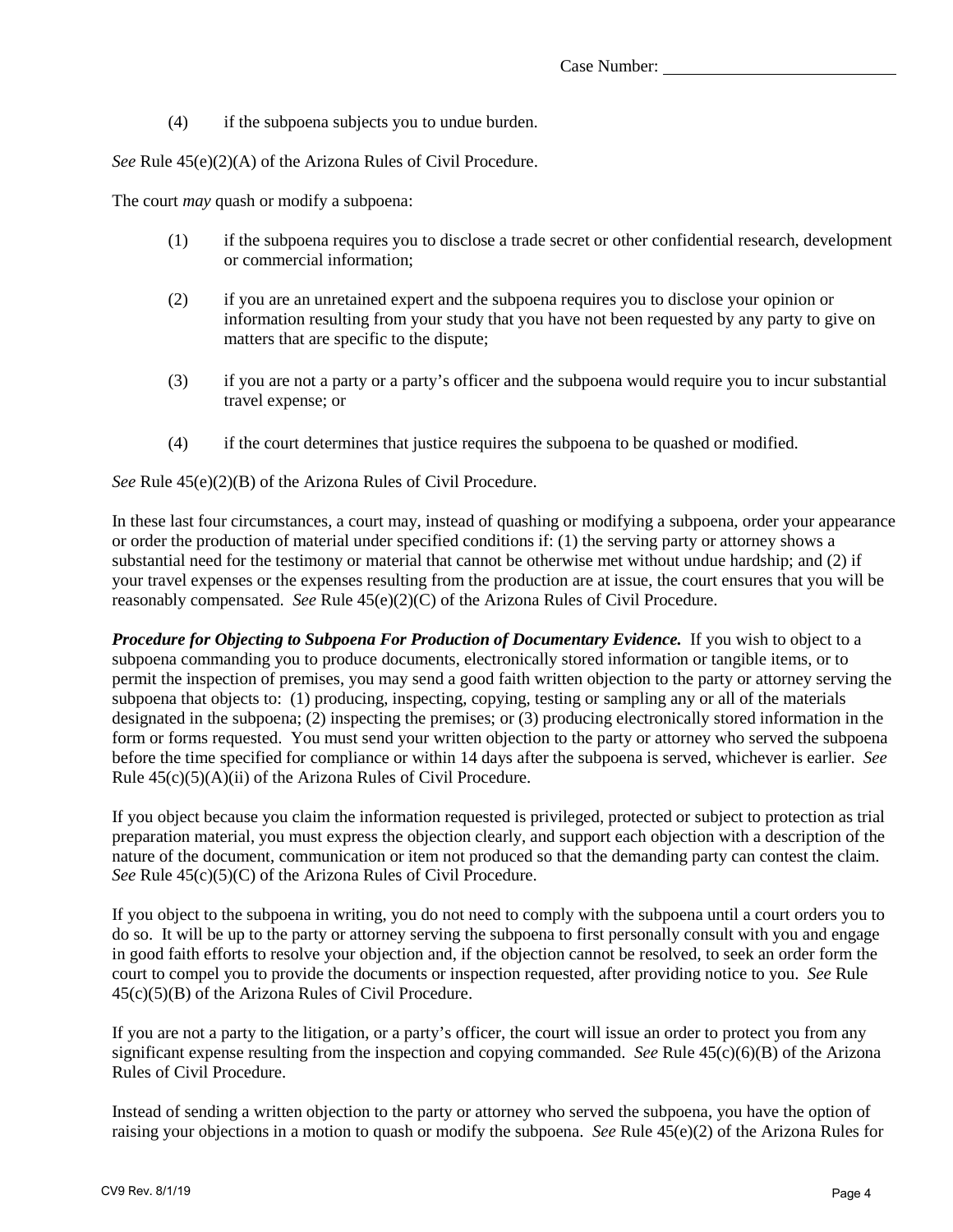(4) if the subpoena subjects you to undue burden.

*See* Rule 45(e)(2)(A) of the Arizona Rules of Civil Procedure.

The court *may* quash or modify a subpoena:

(1) if the subpoena requires you to disclose a trade secret or other confidential research, development or commercial information;

(2) if you are an unretained expert and the subpoena requires you to disclose your opinion or information resulting from your study that you have not been requested by any party to give on matters that are specific to the dispute;

(3) if you are not a party or a party's officer and the subpoena would require you to incur substantial travel expense; or

(4) if the court determines that justice requires the subpoena to be quashed or modified.

*See* Rule 45(e)(2)(B) of the Arizona Rules of Civil Procedure.

In these last four circumstances, a court may, instead of quashing or modifying a subpoena, order your appearance or order the production of material under specified conditions if: (1) the serving party or attorney shows a substantial need for the testimony or material that cannot be otherwise met without undue hardship; and (2) if your travel expenses or the expenses resulting from the production are at issue, the court ensures that you will be reasonably compensated. *See* Rule 45(e)(2)(C) of the Arizona Rules of Civil Procedure.

***Procedure for Objecting to Subpoena For Production of Documentary Evidence.*** If you wish to object to a subpoena commanding you to produce documents, electronically stored information or tangible items, or to permit the inspection of premises, you may send a good faith written objection to the party or attorney serving the subpoena that objects to: (1) producing, inspecting, copying, testing or sampling any or all of the materials designated in the subpoena; (2) inspecting the premises; or (3) producing electronically stored information in the form or forms requested. You must send your written objection to the party or attorney who served the subpoena before the time specified for compliance or within 14 days after the subpoena is served, whichever is earlier. *See* Rule 45(c)(5)(A)(ii) of the Arizona Rules of Civil Procedure.

If you object because you claim the information requested is privileged, protected or subject to protection as trial preparation material, you must express the objection clearly, and support each objection with a description of the nature of the document, communication or item not produced so that the demanding party can contest the claim. *See* Rule 45(c)(5)(C) of the Arizona Rules of Civil Procedure.

If you object to the subpoena in writing, you do not need to comply with the subpoena until a court orders you to do so. It will be up to the party or attorney serving the subpoena to first personally consult with you and engage in good faith efforts to resolve your objection and, if the objection cannot be resolved, to seek an order form the court to compel you to provide the documents or inspection requested, after providing notice to you. *See* Rule 45(c)(5)(B) of the Arizona Rules of Civil Procedure.

If you are not a party to the litigation, or a party's officer, the court will issue an order to protect you from any significant expense resulting from the inspection and copying commanded. *See* Rule 45(c)(6)(B) of the Arizona Rules of Civil Procedure.

Instead of sending a written objection to the party or attorney who served the subpoena, you have the option of raising your objections in a motion to quash or modify the subpoena. *See* Rule 45(e)(2) of the Arizona Rules for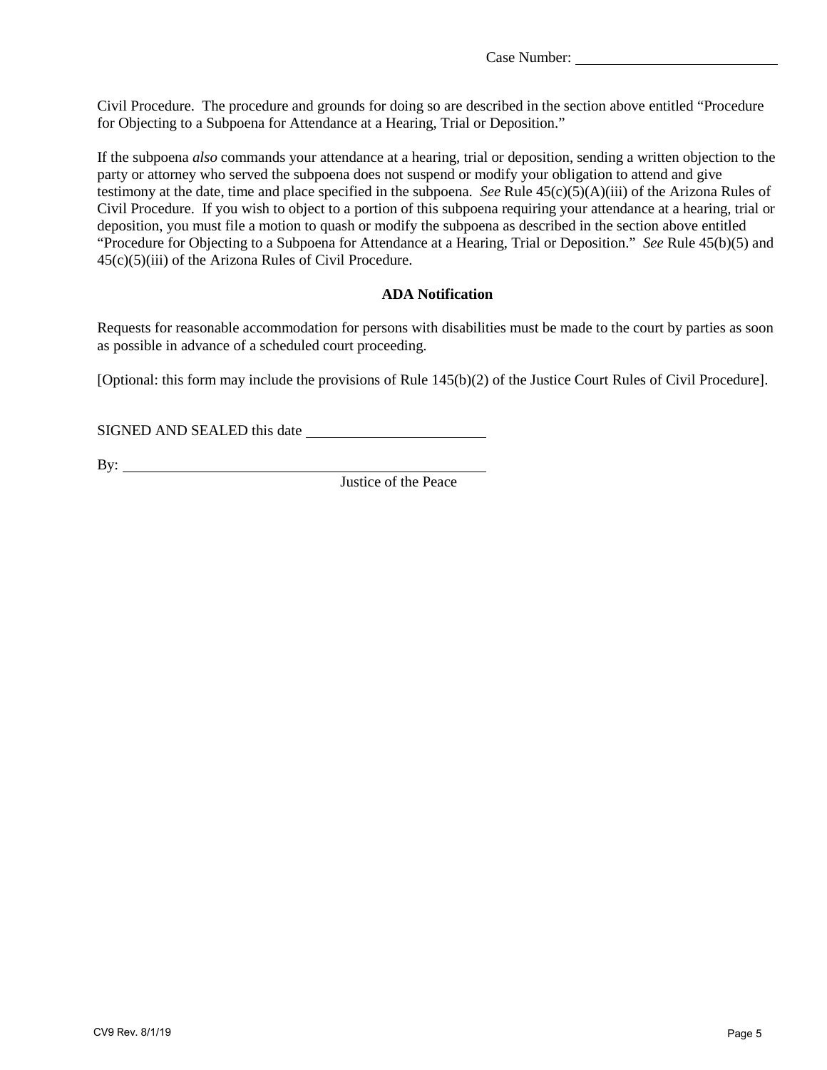Case Number: ____________________________

Civil Procedure. The procedure and grounds for doing so are described in the section above entitled "Procedure for Objecting to a Subpoena for Attendance at a Hearing, Trial or Deposition."

If the subpoena *also* commands your attendance at a hearing, trial or deposition, sending a written objection to the party or attorney who served the subpoena does not suspend or modify your obligation to attend and give testimony at the date, time and place specified in the subpoena. *See* Rule 45(c)(5)(A)(iii) of the Arizona Rules of Civil Procedure. If you wish to object to a portion of this subpoena requiring your attendance at a hearing, trial or deposition, you must file a motion to quash or modify the subpoena as described in the section above entitled "Procedure for Objecting to a Subpoena for Attendance at a Hearing, Trial or Deposition." *See* Rule 45(b)(5) and 45(c)(5)(iii) of the Arizona Rules of Civil Procedure.

**ADA Notification**

Requests for reasonable accommodation for persons with disabilities must be made to the court by parties as soon as possible in advance of a scheduled court proceeding.

[Optional: this form may include the provisions of Rule 145(b)(2) of the Justice Court Rules of Civil Procedure].

SIGNED AND SEALED this date ________________________

By: ______________________________________________
Justice of the Peace

CV9 Rev. 8/1/19